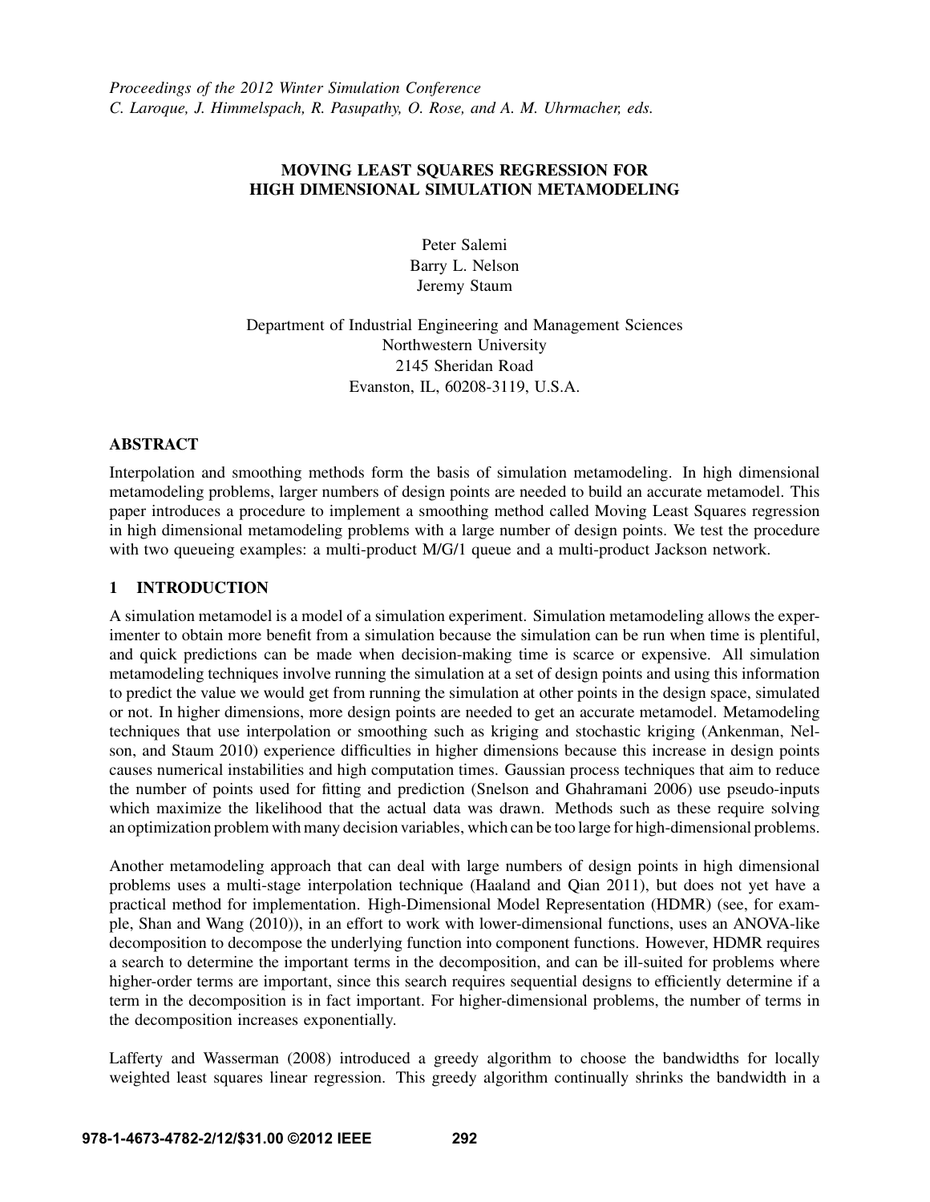*Proceedings of the 2012 Winter Simulation Conference*
*C. Laroque, J. Himmelspach, R. Pasupathy, O. Rose, and A. M. Uhrmacher, eds.*

# MOVING LEAST SQUARES REGRESSION FOR HIGH DIMENSIONAL SIMULATION METAMODELING

Peter Salemi
Barry L. Nelson
Jeremy Staum

Department of Industrial Engineering and Management Sciences
Northwestern University
2145 Sheridan Road
Evanston, IL, 60208-3119, U.S.A.

## ABSTRACT

Interpolation and smoothing methods form the basis of simulation metamodeling. In high dimensional metamodeling problems, larger numbers of design points are needed to build an accurate metamodel. This paper introduces a procedure to implement a smoothing method called Moving Least Squares regression in high dimensional metamodeling problems with a large number of design points. We test the procedure with two queueing examples: a multi-product M/G/1 queue and a multi-product Jackson network.

## 1 INTRODUCTION

A simulation metamodel is a model of a simulation experiment. Simulation metamodeling allows the experimenter to obtain more benefit from a simulation because the simulation can be run when time is plentiful, and quick predictions can be made when decision-making time is scarce or expensive. All simulation metamodeling techniques involve running the simulation at a set of design points and using this information to predict the value we would get from running the simulation at other points in the design space, simulated or not. In higher dimensions, more design points are needed to get an accurate metamodel. Metamodeling techniques that use interpolation or smoothing such as kriging and stochastic kriging (Ankenman, Nelson, and Staum 2010) experience difficulties in higher dimensions because this increase in design points causes numerical instabilities and high computation times. Gaussian process techniques that aim to reduce the number of points used for fitting and prediction (Snelson and Ghahramani 2006) use pseudo-inputs which maximize the likelihood that the actual data was drawn. Methods such as these require solving an optimization problem with many decision variables, which can be too large for high-dimensional problems.

Another metamodeling approach that can deal with large numbers of design points in high dimensional problems uses a multi-stage interpolation technique (Haaland and Qian 2011), but does not yet have a practical method for implementation. High-Dimensional Model Representation (HDMR) (see, for example, Shan and Wang (2010)), in an effort to work with lower-dimensional functions, uses an ANOVA-like decomposition to decompose the underlying function into component functions. However, HDMR requires a search to determine the important terms in the decomposition, and can be ill-suited for problems where higher-order terms are important, since this search requires sequential designs to efficiently determine if a term in the decomposition is in fact important. For higher-dimensional problems, the number of terms in the decomposition increases exponentially.

Lafferty and Wasserman (2008) introduced a greedy algorithm to choose the bandwidths for locally weighted least squares linear regression. This greedy algorithm continually shrinks the bandwidth in a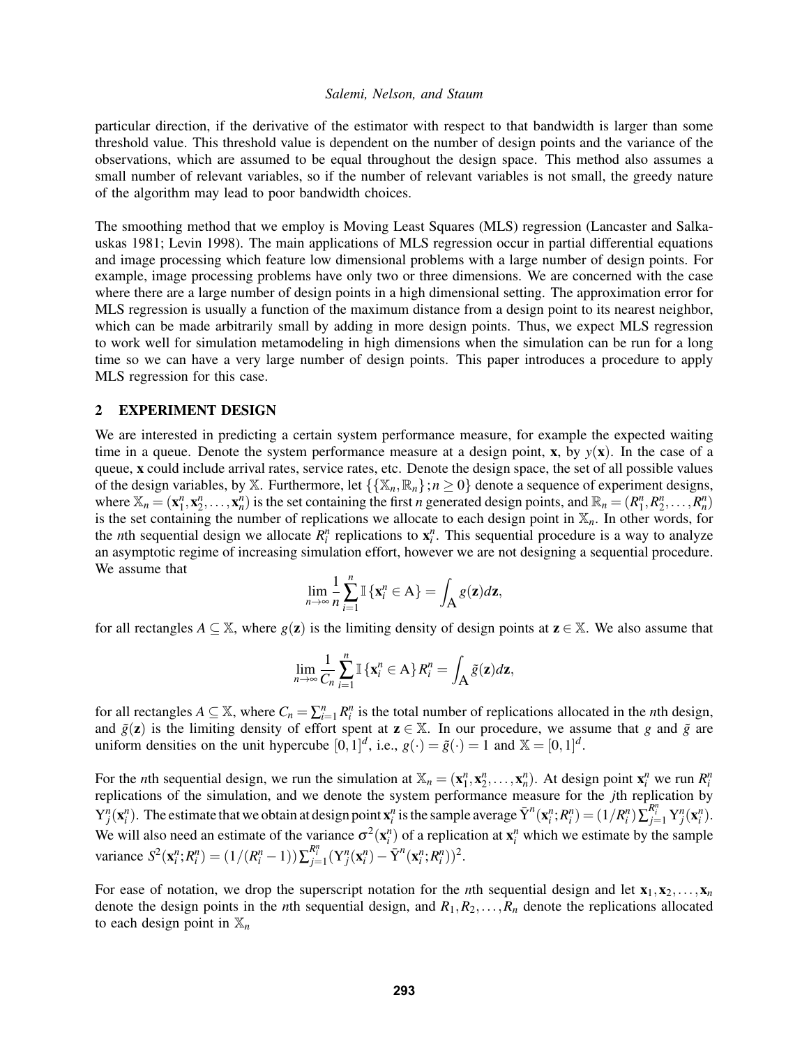particular direction, if the derivative of the estimator with respect to that bandwidth is larger than some threshold value. This threshold value is dependent on the number of design points and the variance of the observations, which are assumed to be equal throughout the design space. This method also assumes a small number of relevant variables, so if the number of relevant variables is not small, the greedy nature of the algorithm may lead to poor bandwidth choices.

The smoothing method that we employ is Moving Least Squares (MLS) regression (Lancaster and Salkauskas 1981; Levin 1998). The main applications of MLS regression occur in partial differential equations and image processing which feature low dimensional problems with a large number of design points. For example, image processing problems have only two or three dimensions. We are concerned with the case where there are a large number of design points in a high dimensional setting. The approximation error for MLS regression is usually a function of the maximum distance from a design point to its nearest neighbor, which can be made arbitrarily small by adding in more design points. Thus, we expect MLS regression to work well for simulation metamodeling in high dimensions when the simulation can be run for a long time so we can have a very large number of design points. This paper introduces a procedure to apply MLS regression for this case.

## 2 EXPERIMENT DESIGN

We are interested in predicting a certain system performance measure, for example the expected waiting time in a queue. Denote the system performance measure at a design point, $\mathbf{x}$, by $y(\mathbf{x})$. In the case of a queue, $\mathbf{x}$ could include arrival rates, service rates, etc. Denote the design space, the set of all possible values of the design variables, by $\mathbb{X}$. Furthermore, let $\{\{\mathbb{X}_n, \mathbb{R}_n\}; n \geq 0\}$ denote a sequence of experiment designs, where $\mathbb{X}_n = (\mathbf{x}_1^n, \mathbf{x}_2^n, \ldots, \mathbf{x}_n^n)$ is the set containing the first $n$ generated design points, and $\mathbb{R}_n = (R_1^n, R_2^n, \ldots, R_n^n)$ is the set containing the number of replications we allocate to each design point in $\mathbb{X}_n$. In other words, for the $n$th sequential design we allocate $R_i^n$ replications to $\mathbf{x}_i^n$. This sequential procedure is a way to analyze an asymptotic regime of increasing simulation effort, however we are not designing a sequential procedure. We assume that

$$\lim_{n\to\infty} \frac{1}{n} \sum_{i=1}^{n} \mathbb{I}\{\mathbf{x}_i^n \in \mathrm{A}\} = \int_{\mathrm{A}} g(\mathbf{z}) d\mathbf{z},$$

for all rectangles $A \subseteq \mathbb{X}$, where $g(\mathbf{z})$ is the limiting density of design points at $\mathbf{z} \in \mathbb{X}$. We also assume that

$$\lim_{n\to\infty} \frac{1}{C_n} \sum_{i=1}^{n} \mathbb{I}\{\mathbf{x}_i^n \in \mathrm{A}\} R_i^n = \int_{\mathrm{A}} \tilde{g}(\mathbf{z}) d\mathbf{z},$$

for all rectangles $A \subseteq \mathbb{X}$, where $C_n = \sum_{i=1}^{n} R_i^n$ is the total number of replications allocated in the $n$th design, and $\tilde{g}(\mathbf{z})$ is the limiting density of effort spent at $\mathbf{z} \in \mathbb{X}$. In our procedure, we assume that $g$ and $\tilde{g}$ are uniform densities on the unit hypercube $[0,1]^d$, i.e., $g(\cdot) = \tilde{g}(\cdot) = 1$ and $\mathbb{X} = [0,1]^d$.

For the $n$th sequential design, we run the simulation at $\mathbb{X}_n = (\mathbf{x}_1^n, \mathbf{x}_2^n, \ldots, \mathbf{x}_n^n)$. At design point $\mathbf{x}_i^n$ we run $R_i^n$ replications of the simulation, and we denote the system performance measure for the $j$th replication by $\mathrm{Y}_j^n(\mathbf{x}_i^n)$. The estimate that we obtain at design point $\mathbf{x}_i^n$ is the sample average $\bar{\mathrm{Y}}^n(\mathbf{x}_i^n; R_i^n) = (1/R_i^n)\sum_{j=1}^{R_i^n} \mathrm{Y}_j^n(\mathbf{x}_i^n)$. We will also need an estimate of the variance $\sigma^2(\mathbf{x}_i^n)$ of a replication at $\mathbf{x}_i^n$ which we estimate by the sample variance $S^2(\mathbf{x}_i^n; R_i^n) = (1/(R_i^n - 1))\sum_{j=1}^{R_i^n} (\mathrm{Y}_j^n(\mathbf{x}_i^n) - \bar{\mathrm{Y}}^n(\mathbf{x}_i^n; R_i^n))^2$.

For ease of notation, we drop the superscript notation for the $n$th sequential design and let $\mathbf{x}_1, \mathbf{x}_2, \ldots, \mathbf{x}_n$ denote the design points in the $n$th sequential design, and $R_1, R_2, \ldots, R_n$ denote the replications allocated to each design point in $\mathbb{X}_n$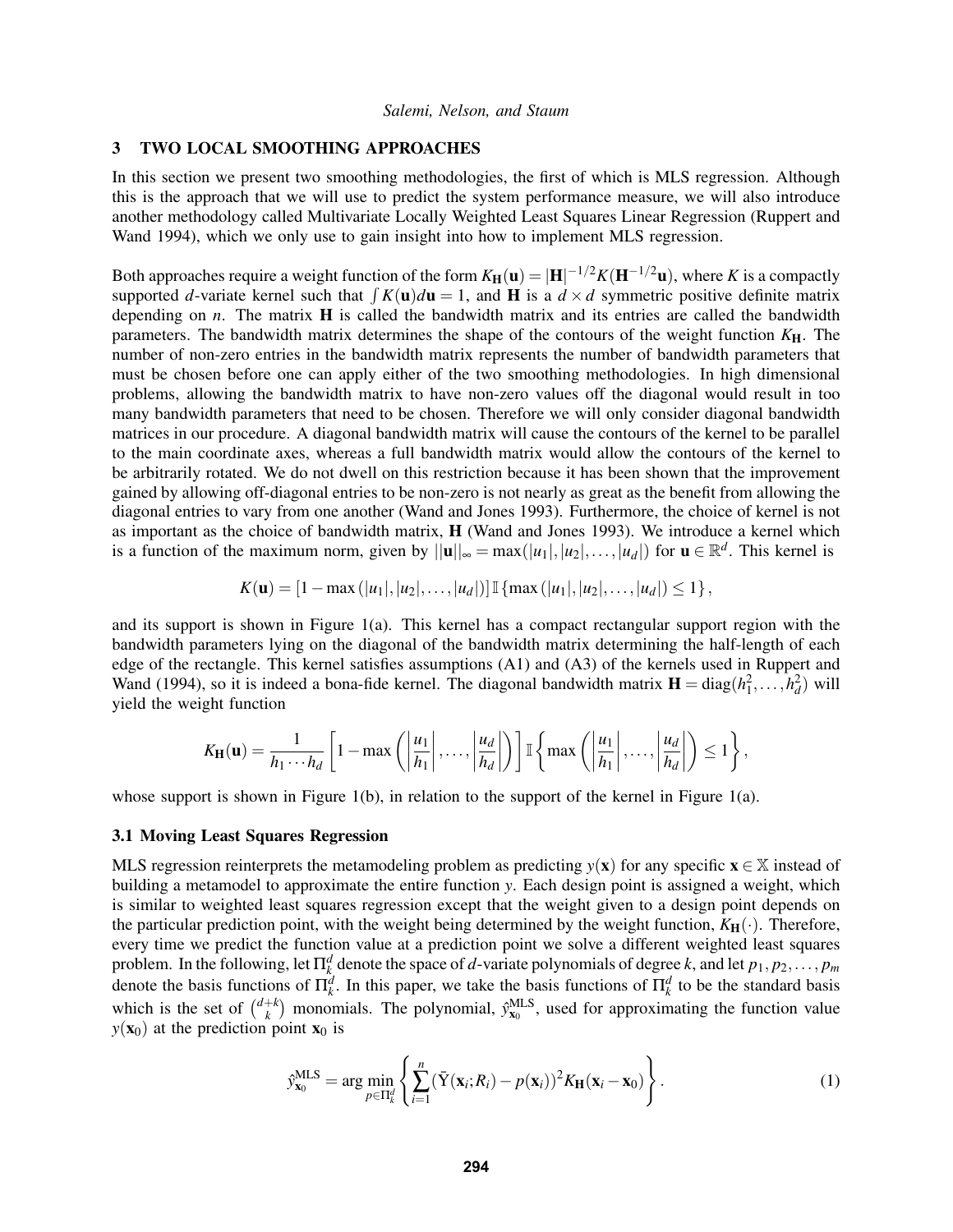## 3 TWO LOCAL SMOOTHING APPROACHES

In this section we present two smoothing methodologies, the first of which is MLS regression. Although this is the approach that we will use to predict the system performance measure, we will also introduce another methodology called Multivariate Locally Weighted Least Squares Linear Regression (Ruppert and Wand 1994), which we only use to gain insight into how to implement MLS regression.

Both approaches require a weight function of the form $K_{\mathbf{H}}(\mathbf{u}) = |\mathbf{H}|^{-1/2}K(\mathbf{H}^{-1/2}\mathbf{u})$, where $K$ is a compactly supported $d$-variate kernel such that $\int K(\mathbf{u})d\mathbf{u} = 1$, and $\mathbf{H}$ is a $d \times d$ symmetric positive definite matrix depending on $n$. The matrix $\mathbf{H}$ is called the bandwidth matrix and its entries are called the bandwidth parameters. The bandwidth matrix determines the shape of the contours of the weight function $K_{\mathbf{H}}$. The number of non-zero entries in the bandwidth matrix represents the number of bandwidth parameters that must be chosen before one can apply either of the two smoothing methodologies. In high dimensional problems, allowing the bandwidth matrix to have non-zero values off the diagonal would result in too many bandwidth parameters that need to be chosen. Therefore we will only consider diagonal bandwidth matrices in our procedure. A diagonal bandwidth matrix will cause the contours of the kernel to be parallel to the main coordinate axes, whereas a full bandwidth matrix would allow the contours of the kernel to be arbitrarily rotated. We do not dwell on this restriction because it has been shown that the improvement gained by allowing off-diagonal entries to be non-zero is not nearly as great as the benefit from allowing the diagonal entries to vary from one another (Wand and Jones 1993). Furthermore, the choice of kernel is not as important as the choice of bandwidth matrix, $\mathbf{H}$ (Wand and Jones 1993). We introduce a kernel which is a function of the maximum norm, given by $||\mathbf{u}||_\infty = \max(|u_1|,|u_2|,\ldots,|u_d|)$ for $\mathbf{u} \in \mathbb{R}^d$. This kernel is

$$K(\mathbf{u}) = [1 - \max(|u_1|,|u_2|,\ldots,|u_d|)]\,\mathbb{I}\{\max(|u_1|,|u_2|,\ldots,|u_d|) \leq 1\},$$

and its support is shown in Figure 1(a). This kernel has a compact rectangular support region with the bandwidth parameters lying on the diagonal of the bandwidth matrix determining the half-length of each edge of the rectangle. This kernel satisfies assumptions (A1) and (A3) of the kernels used in Ruppert and Wand (1994), so it is indeed a bona-fide kernel. The diagonal bandwidth matrix $\mathbf{H} = \text{diag}(h_1^2,\ldots,h_d^2)$ will yield the weight function

$$K_{\mathbf{H}}(\mathbf{u}) = \frac{1}{h_1 \cdots h_d}\left[1 - \max\left(\left|\frac{u_1}{h_1}\right|,\ldots,\left|\frac{u_d}{h_d}\right|\right)\right]\mathbb{I}\left\{\max\left(\left|\frac{u_1}{h_1}\right|,\ldots,\left|\frac{u_d}{h_d}\right|\right) \leq 1\right\},$$

whose support is shown in Figure 1(b), in relation to the support of the kernel in Figure 1(a).

### 3.1 Moving Least Squares Regression

MLS regression reinterprets the metamodeling problem as predicting $y(\mathbf{x})$ for any specific $\mathbf{x} \in \mathbb{X}$ instead of building a metamodel to approximate the entire function $y$. Each design point is assigned a weight, which is similar to weighted least squares regression except that the weight given to a design point depends on the particular prediction point, with the weight being determined by the weight function, $K_{\mathbf{H}}(\cdot)$. Therefore, every time we predict the function value at a prediction point we solve a different weighted least squares problem. In the following, let $\Pi_k^d$ denote the space of $d$-variate polynomials of degree $k$, and let $p_1, p_2, \ldots, p_m$ denote the basis functions of $\Pi_k^d$. In this paper, we take the basis functions of $\Pi_k^d$ to be the standard basis which is the set of $\binom{d+k}{k}$ monomials. The polynomial, $\hat{y}_{\mathbf{x}_0}^{\text{MLS}}$, used for approximating the function value $y(\mathbf{x}_0)$ at the prediction point $\mathbf{x}_0$ is

$$\hat{y}_{\mathbf{x}_0}^{\text{MLS}} = \arg\min_{p \in \Pi_k^d}\left\{\sum_{i=1}^{n}(\bar{\mathrm{Y}}(\mathbf{x}_i;R_i) - p(\mathbf{x}_i))^2 K_{\mathbf{H}}(\mathbf{x}_i - \mathbf{x}_0)\right\}. \tag{1}$$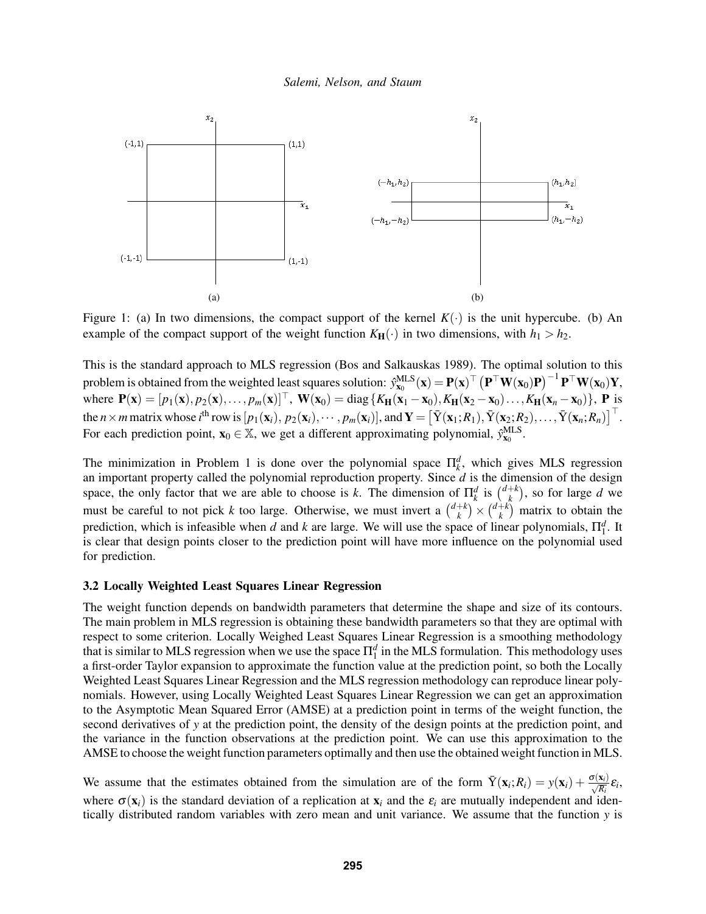Figure 1: (a) In two dimensions, the compact support of the kernel $K(\cdot)$ is the unit hypercube. (b) An example of the compact support of the weight function $K_{\mathbf{H}}(\cdot)$ in two dimensions, with $h_1 > h_2$.

This is the standard approach to MLS regression (Bos and Salkauskas 1989). The optimal solution to this problem is obtained from the weighted least squares solution: $\hat{y}^{\text{MLS}}_{\mathbf{x}_0}(\mathbf{x}) = \mathbf{P}(\mathbf{x})^\top \left(\mathbf{P}^\top \mathbf{W}(\mathbf{x}_0)\mathbf{P}\right)^{-1} \mathbf{P}^\top \mathbf{W}(\mathbf{x}_0)\mathbf{Y}$, where $\mathbf{P}(\mathbf{x}) = [p_1(\mathbf{x}), p_2(\mathbf{x}), \ldots, p_m(\mathbf{x})]^\top$, $\mathbf{W}(\mathbf{x}_0) = \text{diag}\{K_{\mathbf{H}}(\mathbf{x}_1 - \mathbf{x}_0), K_{\mathbf{H}}(\mathbf{x}_2 - \mathbf{x}_0) \ldots, K_{\mathbf{H}}(\mathbf{x}_n - \mathbf{x}_0)\}$, $\mathbf{P}$ is the $n \times m$ matrix whose $i^{\text{th}}$ row is $[p_1(\mathbf{x}_i), p_2(\mathbf{x}_i), \cdots, p_m(\mathbf{x}_i)]$, and $\mathbf{Y} = \left[\bar{\mathrm{Y}}(\mathbf{x}_1; R_1), \bar{\mathrm{Y}}(\mathbf{x}_2; R_2), \ldots, \bar{\mathrm{Y}}(\mathbf{x}_n; R_n)\right]^\top$. For each prediction point, $\mathbf{x}_0 \in \mathbb{X}$, we get a different approximating polynomial, $\hat{y}^{\text{MLS}}_{\mathbf{x}_0}$.

The minimization in Problem 1 is done over the polynomial space $\Pi^d_k$, which gives MLS regression an important property called the polynomial reproduction property. Since $d$ is the dimension of the design space, the only factor that we are able to choose is $k$. The dimension of $\Pi^d_k$ is $\binom{d+k}{k}$, so for large $d$ we must be careful to not pick $k$ too large. Otherwise, we must invert a $\binom{d+k}{k} \times \binom{d+k}{k}$ matrix to obtain the prediction, which is infeasible when $d$ and $k$ are large. We will use the space of linear polynomials, $\Pi^d_1$. It is clear that design points closer to the prediction point will have more influence on the polynomial used for prediction.

### 3.2 Locally Weighted Least Squares Linear Regression

The weight function depends on bandwidth parameters that determine the shape and size of its contours. The main problem in MLS regression is obtaining these bandwidth parameters so that they are optimal with respect to some criterion. Locally Weighed Least Squares Linear Regression is a smoothing methodology that is similar to MLS regression when we use the space $\Pi^d_1$ in the MLS formulation. This methodology uses a first-order Taylor expansion to approximate the function value at the prediction point, so both the Locally Weighted Least Squares Linear Regression and the MLS regression methodology can reproduce linear polynomials. However, using Locally Weighted Least Squares Linear Regression we can get an approximation to the Asymptotic Mean Squared Error (AMSE) at a prediction point in terms of the weight function, the second derivatives of $y$ at the prediction point, the density of the design points at the prediction point, and the variance in the function observations at the prediction point. We can use this approximation to the AMSE to choose the weight function parameters optimally and then use the obtained weight function in MLS.

We assume that the estimates obtained from the simulation are of the form $\bar{\mathrm{Y}}(\mathbf{x}_i; R_i) = y(\mathbf{x}_i) + \frac{\sigma(\mathbf{x}_i)}{\sqrt{R_i}}\varepsilon_i$, where $\sigma(\mathbf{x}_i)$ is the standard deviation of a replication at $\mathbf{x}_i$ and the $\varepsilon_i$ are mutually independent and identically distributed random variables with zero mean and unit variance. We assume that the function $y$ is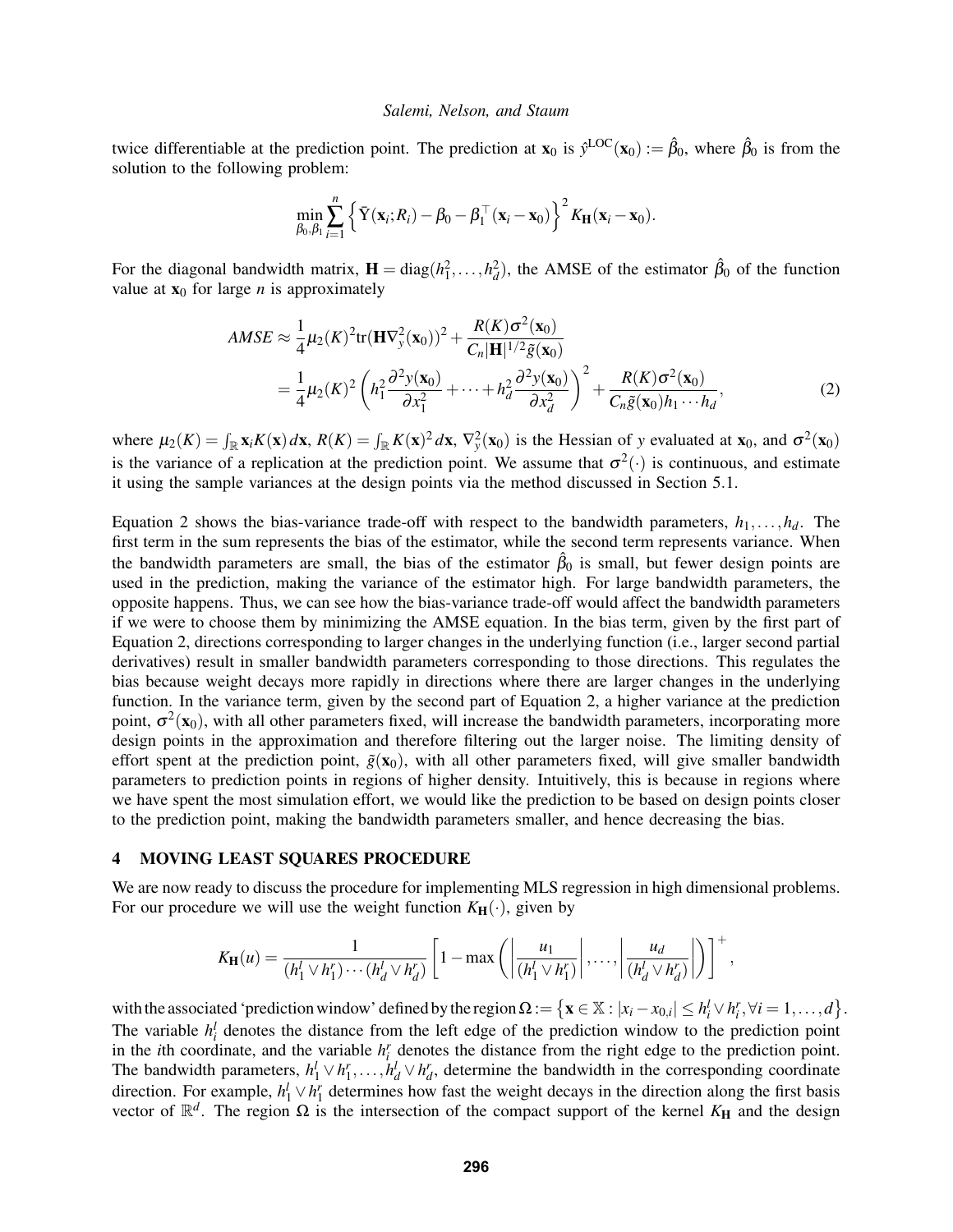twice differentiable at the prediction point. The prediction at $\mathbf{x}_0$ is $\hat{y}^{\text{LOC}}(\mathbf{x}_0) := \hat{\beta}_0$, where $\hat{\beta}_0$ is from the solution to the following problem:

$$\min_{\beta_0,\beta_1} \sum_{i=1}^{n} \left\{ \bar{Y}(\mathbf{x}_i; R_i) - \beta_0 - \beta_1^\top (\mathbf{x}_i - \mathbf{x}_0) \right\}^2 K_{\mathbf{H}}(\mathbf{x}_i - \mathbf{x}_0).$$

For the diagonal bandwidth matrix, $\mathbf{H} = \text{diag}(h_1^2, \ldots, h_d^2)$, the AMSE of the estimator $\hat{\beta}_0$ of the function value at $\mathbf{x}_0$ for large $n$ is approximately

$$\begin{aligned} AMSE &\approx \frac{1}{4}\mu_2(K)^2 \text{tr}(\mathbf{H}\nabla_y^2(\mathbf{x}_0))^2 + \frac{R(K)\sigma^2(\mathbf{x}_0)}{C_n|\mathbf{H}|^{1/2}\tilde{g}(\mathbf{x}_0)} \\ &= \frac{1}{4}\mu_2(K)^2 \left( h_1^2 \frac{\partial^2 y(\mathbf{x}_0)}{\partial x_1^2} + \cdots + h_d^2 \frac{\partial^2 y(\mathbf{x}_0)}{\partial x_d^2} \right)^2 + \frac{R(K)\sigma^2(\mathbf{x}_0)}{C_n \tilde{g}(\mathbf{x}_0) h_1 \cdots h_d}, \end{aligned} \tag{2}$$

where $\mu_2(K) = \int_{\mathbb{R}} \mathbf{x}_i K(\mathbf{x})\, d\mathbf{x}$, $R(K) = \int_{\mathbb{R}} K(\mathbf{x})^2\, d\mathbf{x}$, $\nabla_y^2(\mathbf{x}_0)$ is the Hessian of $y$ evaluated at $\mathbf{x}_0$, and $\sigma^2(\mathbf{x}_0)$ is the variance of a replication at the prediction point. We assume that $\sigma^2(\cdot)$ is continuous, and estimate it using the sample variances at the design points via the method discussed in Section 5.1.

Equation 2 shows the bias-variance trade-off with respect to the bandwidth parameters, $h_1, \ldots, h_d$. The first term in the sum represents the bias of the estimator, while the second term represents variance. When the bandwidth parameters are small, the bias of the estimator $\hat{\beta}_0$ is small, but fewer design points are used in the prediction, making the variance of the estimator high. For large bandwidth parameters, the opposite happens. Thus, we can see how the bias-variance trade-off would affect the bandwidth parameters if we were to choose them by minimizing the AMSE equation. In the bias term, given by the first part of Equation 2, directions corresponding to larger changes in the underlying function (i.e., larger second partial derivatives) result in smaller bandwidth parameters corresponding to those directions. This regulates the bias because weight decays more rapidly in directions where there are larger changes in the underlying function. In the variance term, given by the second part of Equation 2, a higher variance at the prediction point, $\sigma^2(\mathbf{x}_0)$, with all other parameters fixed, will increase the bandwidth parameters, incorporating more design points in the approximation and therefore filtering out the larger noise. The limiting density of effort spent at the prediction point, $\tilde{g}(\mathbf{x}_0)$, with all other parameters fixed, will give smaller bandwidth parameters to prediction points in regions of higher density. Intuitively, this is because in regions where we have spent the most simulation effort, we would like the prediction to be based on design points closer to the prediction point, making the bandwidth parameters smaller, and hence decreasing the bias.

## 4 MOVING LEAST SQUARES PROCEDURE

We are now ready to discuss the procedure for implementing MLS regression in high dimensional problems. For our procedure we will use the weight function $K_{\mathbf{H}}(\cdot)$, given by

$$K_{\mathbf{H}}(u) = \frac{1}{(h_1^l \vee h_1^r) \cdots (h_d^l \vee h_d^r)} \left[ 1 - \max\left( \left| \frac{u_1}{(h_1^l \vee h_1^r)} \right|, \ldots, \left| \frac{u_d}{(h_d^l \vee h_d^r)} \right| \right) \right]^+,$$

with the associated 'prediction window' defined by the region $\Omega := \left\{ \mathbf{x} \in \mathbb{X} : |x_i - x_{0,i}| \leq h_i^l \vee h_i^r, \forall i = 1, \ldots, d \right\}$. The variable $h_i^l$ denotes the distance from the left edge of the prediction window to the prediction point in the $i$th coordinate, and the variable $h_i^r$ denotes the distance from the right edge to the prediction point. The bandwidth parameters, $h_1^l \vee h_1^r, \ldots, h_d^l \vee h_d^r$, determine the bandwidth in the corresponding coordinate direction. For example, $h_1^l \vee h_1^r$ determines how fast the weight decays in the direction along the first basis vector of $\mathbb{R}^d$. The region $\Omega$ is the intersection of the compact support of the kernel $K_{\mathbf{H}}$ and the design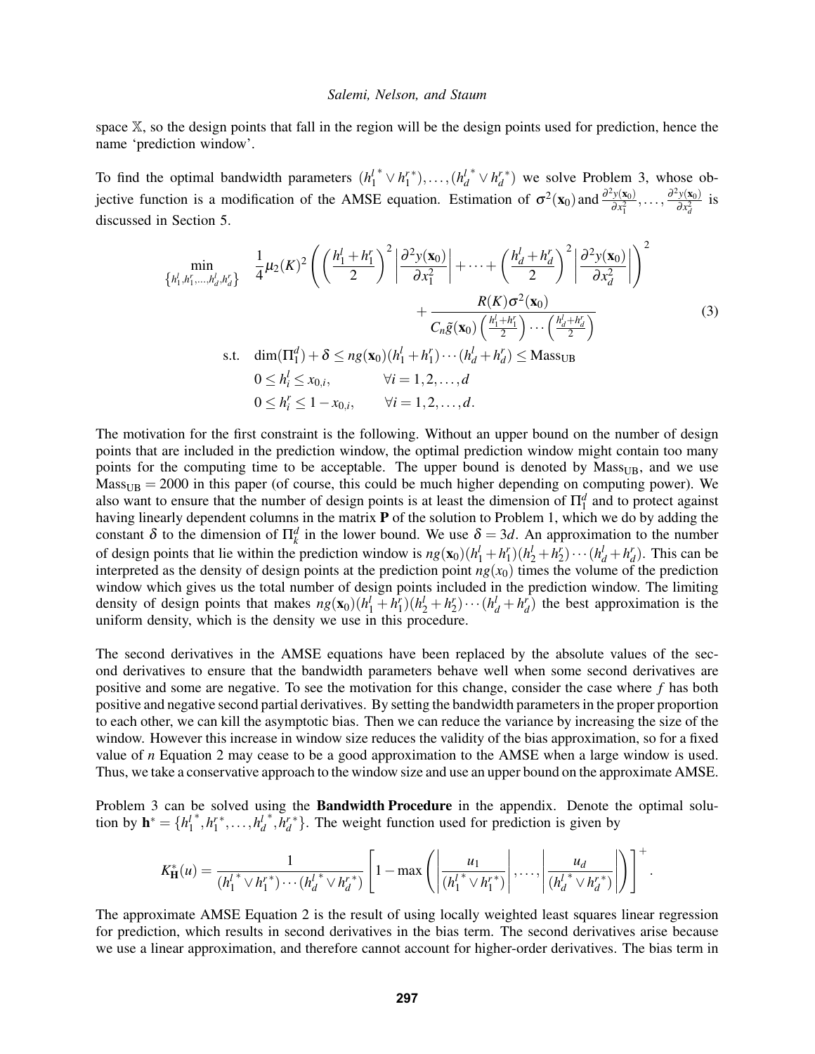space $\mathbb{X}$, so the design points that fall in the region will be the design points used for prediction, hence the name 'prediction window'.

To find the optimal bandwidth parameters $(h_1^{l*} \vee h_1^{r*}), \ldots, (h_d^{l*} \vee h_d^{r*})$ we solve Problem 3, whose objective function is a modification of the AMSE equation. Estimation of $\sigma^2(\mathbf{x}_0)$ and $\frac{\partial^2 y(\mathbf{x}_0)}{\partial x_1^2}, \ldots, \frac{\partial^2 y(\mathbf{x}_0)}{\partial x_d^2}$ is discussed in Section 5.

$$
\begin{aligned}
\min_{\{h_1^l, h_1^r, \ldots, h_d^l, h_d^r\}} \quad & \frac{1}{4}\mu_2(K)^2 \left( \left(\frac{h_1^l + h_1^r}{2}\right)^2 \left|\frac{\partial^2 y(\mathbf{x}_0)}{\partial x_1^2}\right| + \cdots + \left(\frac{h_d^l + h_d^r}{2}\right)^2 \left|\frac{\partial^2 y(\mathbf{x}_0)}{\partial x_d^2}\right| \right)^2 \\
& \qquad + \frac{R(K)\sigma^2(\mathbf{x}_0)}{C_n \tilde{g}(\mathbf{x}_0)\left(\frac{h_1^l + h_1^r}{2}\right)\cdots\left(\frac{h_d^l + h_d^r}{2}\right)} \\
\text{s.t.} \quad & \dim(\Pi_1^d) + \delta \leq ng(\mathbf{x}_0)(h_1^l + h_1^r)\cdots(h_d^l + h_d^r) \leq \text{Mass}_{\text{UB}} \\
& 0 \leq h_i^l \leq x_{0,i}, \qquad \forall i = 1, 2, \ldots, d \\
& 0 \leq h_i^r \leq 1 - x_{0,i}, \qquad \forall i = 1, 2, \ldots, d.
\end{aligned} \tag{3}
$$

The motivation for the first constraint is the following. Without an upper bound on the number of design points that are included in the prediction window, the optimal prediction window might contain too many points for the computing time to be acceptable. The upper bound is denoted by $\text{Mass}_{\text{UB}}$, and we use $\text{Mass}_{\text{UB}} = 2000$ in this paper (of course, this could be much higher depending on computing power). We also want to ensure that the number of design points is at least the dimension of $\Pi_1^d$ and to protect against having linearly dependent columns in the matrix $\mathbf{P}$ of the solution to Problem 1, which we do by adding the constant $\delta$ to the dimension of $\Pi_k^d$ in the lower bound. We use $\delta = 3d$. An approximation to the number of design points that lie within the prediction window is $ng(\mathbf{x}_0)(h_1^l + h_1^r)(h_2^l + h_2^r)\cdots(h_d^l + h_d^r)$. This can be interpreted as the density of design points at the prediction point $ng(x_0)$ times the volume of the prediction window which gives us the total number of design points included in the prediction window. The limiting density of design points that makes $ng(\mathbf{x}_0)(h_1^l + h_1^r)(h_2^l + h_2^r)\cdots(h_d^l + h_d^r)$ the best approximation is the uniform density, which is the density we use in this procedure.

The second derivatives in the AMSE equations have been replaced by the absolute values of the second derivatives to ensure that the bandwidth parameters behave well when some second derivatives are positive and some are negative. To see the motivation for this change, consider the case where $f$ has both positive and negative second partial derivatives. By setting the bandwidth parameters in the proper proportion to each other, we can kill the asymptotic bias. Then we can reduce the variance by increasing the size of the window. However this increase in window size reduces the validity of the bias approximation, so for a fixed value of $n$ Equation 2 may cease to be a good approximation to the AMSE when a large window is used. Thus, we take a conservative approach to the window size and use an upper bound on the approximate AMSE.

Problem 3 can be solved using the **Bandwidth Procedure** in the appendix. Denote the optimal solution by $\mathbf{h}^* = \{h_1^{l*}, h_1^{r*}, \ldots, h_d^{l*}, h_d^{r*}\}$. The weight function used for prediction is given by

$$
K^*_{\mathbf{H}}(u) = \frac{1}{(h_1^{l*} \vee h_1^{r*})\cdots(h_d^{l*} \vee h_d^{r*})}\left[1 - \max\left(\left|\frac{u_1}{(h_1^{l*} \vee h_1^{r*})}\right|, \ldots, \left|\frac{u_d}{(h_d^{l*} \vee h_d^{r*})}\right|\right)\right]^+.
$$

The approximate AMSE Equation 2 is the result of using locally weighted least squares linear regression for prediction, which results in second derivatives in the bias term. The second derivatives arise because we use a linear approximation, and therefore cannot account for higher-order derivatives. The bias term in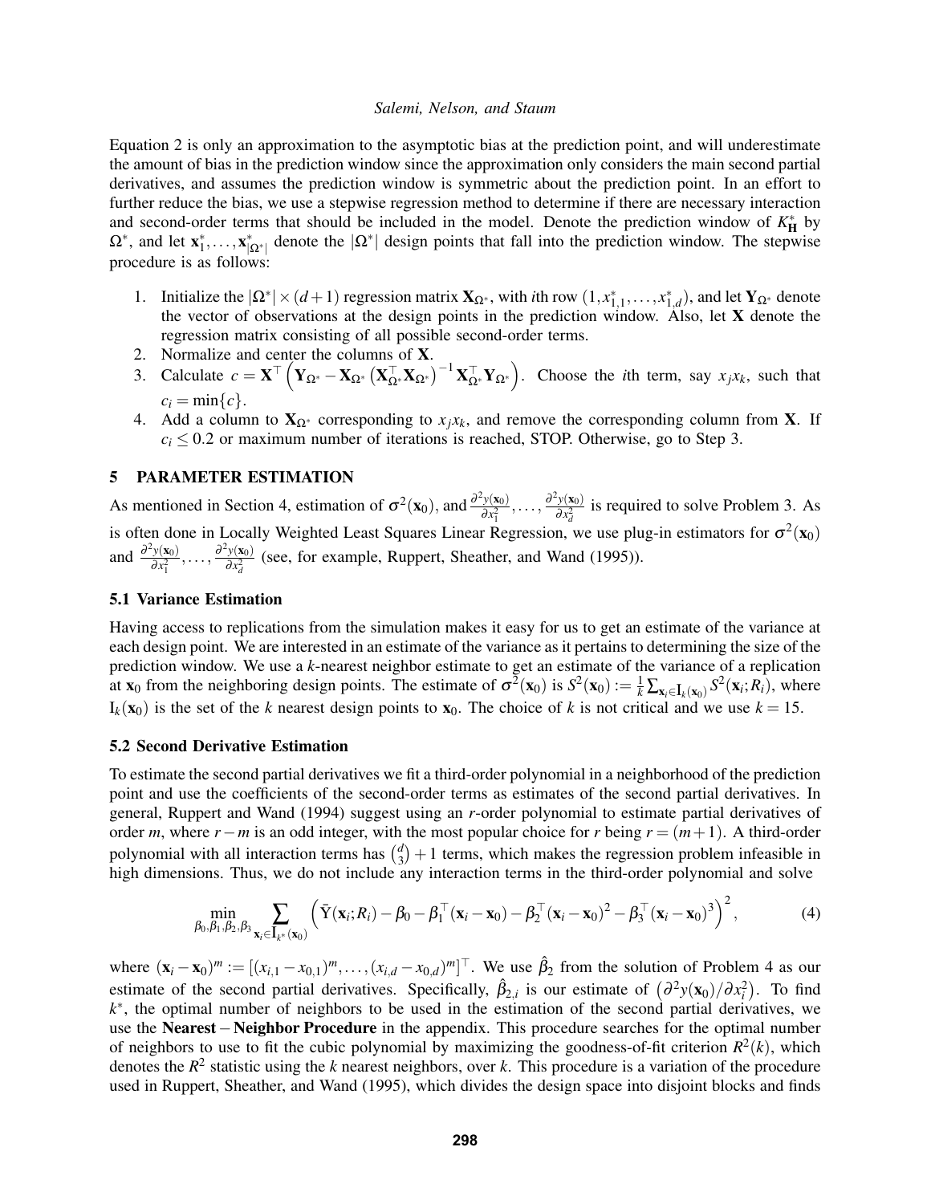Equation 2 is only an approximation to the asymptotic bias at the prediction point, and will underestimate the amount of bias in the prediction window since the approximation only considers the main second partial derivatives, and assumes the prediction window is symmetric about the prediction point. In an effort to further reduce the bias, we use a stepwise regression method to determine if there are necessary interaction and second-order terms that should be included in the model. Denote the prediction window of $K^*_{\mathbf{H}}$ by $\Omega^*$, and let $\mathbf{x}^*_1, \ldots, \mathbf{x}^*_{|\Omega^*|}$ denote the $|\Omega^*|$ design points that fall into the prediction window. The stepwise procedure is as follows:

1. Initialize the $|\Omega^*| \times (d+1)$ regression matrix $\mathbf{X}_{\Omega^*}$, with $i$th row $(1, x^*_{1,1}, \ldots, x^*_{1,d})$, and let $\mathbf{Y}_{\Omega^*}$ denote the vector of observations at the design points in the prediction window. Also, let $\mathbf{X}$ denote the regression matrix consisting of all possible second-order terms.
2. Normalize and center the columns of $\mathbf{X}$.
3. Calculate $c = \mathbf{X}^\top \left( \mathbf{Y}_{\Omega^*} - \mathbf{X}_{\Omega^*} \left( \mathbf{X}^\top_{\Omega^*} \mathbf{X}_{\Omega^*} \right)^{-1} \mathbf{X}^\top_{\Omega^*} \mathbf{Y}_{\Omega^*} \right)$. Choose the $i$th term, say $x_j x_k$, such that $c_i = \min\{c\}$.
4. Add a column to $\mathbf{X}_{\Omega^*}$ corresponding to $x_j x_k$, and remove the corresponding column from $\mathbf{X}$. If $c_i \leq 0.2$ or maximum number of iterations is reached, STOP. Otherwise, go to Step 3.

## 5 PARAMETER ESTIMATION

As mentioned in Section 4, estimation of $\sigma^2(\mathbf{x}_0)$, and $\frac{\partial^2 y(\mathbf{x}_0)}{\partial x_1^2}, \ldots, \frac{\partial^2 y(\mathbf{x}_0)}{\partial x_d^2}$ is required to solve Problem 3. As is often done in Locally Weighted Least Squares Linear Regression, we use plug-in estimators for $\sigma^2(\mathbf{x}_0)$ and $\frac{\partial^2 y(\mathbf{x}_0)}{\partial x_1^2}, \ldots, \frac{\partial^2 y(\mathbf{x}_0)}{\partial x_d^2}$ (see, for example, Ruppert, Sheather, and Wand (1995)).

### 5.1 Variance Estimation

Having access to replications from the simulation makes it easy for us to get an estimate of the variance at each design point. We are interested in an estimate of the variance as it pertains to determining the size of the prediction window. We use a $k$-nearest neighbor estimate to get an estimate of the variance of a replication at $\mathbf{x}_0$ from the neighboring design points. The estimate of $\sigma^2(\mathbf{x}_0)$ is $S^2(\mathbf{x}_0) := \frac{1}{k} \sum_{\mathbf{x}_i \in \mathrm{I}_{k(\mathbf{x}_0)}} S^2(\mathbf{x}_i; R_i)$, where $\mathrm{I}_k(\mathbf{x}_0)$ is the set of the $k$ nearest design points to $\mathbf{x}_0$. The choice of $k$ is not critical and we use $k = 15$.

### 5.2 Second Derivative Estimation

To estimate the second partial derivatives we fit a third-order polynomial in a neighborhood of the prediction point and use the coefficients of the second-order terms as estimates of the second partial derivatives. In general, Ruppert and Wand (1994) suggest using an $r$-order polynomial to estimate partial derivatives of order $m$, where $r - m$ is an odd integer, with the most popular choice for $r$ being $r = (m+1)$. A third-order polynomial with all interaction terms has $\binom{d}{3} + 1$ terms, which makes the regression problem infeasible in high dimensions. Thus, we do not include any interaction terms in the third-order polynomial and solve

$$\min_{\beta_0, \beta_1, \beta_2, \beta_3} \sum_{\mathbf{x}_i \in \mathrm{I}_{k^*}(\mathbf{x}_0)} \left( \bar{\mathrm{Y}}(\mathbf{x}_i; R_i) - \beta_0 - \beta_1^\top (\mathbf{x}_i - \mathbf{x}_0) - \beta_2^\top (\mathbf{x}_i - \mathbf{x}_0)^2 - \beta_3^\top (\mathbf{x}_i - \mathbf{x}_0)^3 \right)^2, \tag{4}$$

where $(\mathbf{x}_i - \mathbf{x}_0)^m := [(x_{i,1} - x_{0,1})^m, \ldots, (x_{i,d} - x_{0,d})^m]^\top$. We use $\hat{\beta}_2$ from the solution of Problem 4 as our estimate of the second partial derivatives. Specifically, $\hat{\beta}_{2,i}$ is our estimate of $\left( \partial^2 y(\mathbf{x}_0) / \partial x_i^2 \right)$. To find $k^*$, the optimal number of neighbors to be used in the estimation of the second partial derivatives, we use the **Nearest – Neighbor Procedure** in the appendix. This procedure searches for the optimal number of neighbors to use to fit the cubic polynomial by maximizing the goodness-of-fit criterion $R^2(k)$, which denotes the $R^2$ statistic using the $k$ nearest neighbors, over $k$. This procedure is a variation of the procedure used in Ruppert, Sheather, and Wand (1995), which divides the design space into disjoint blocks and finds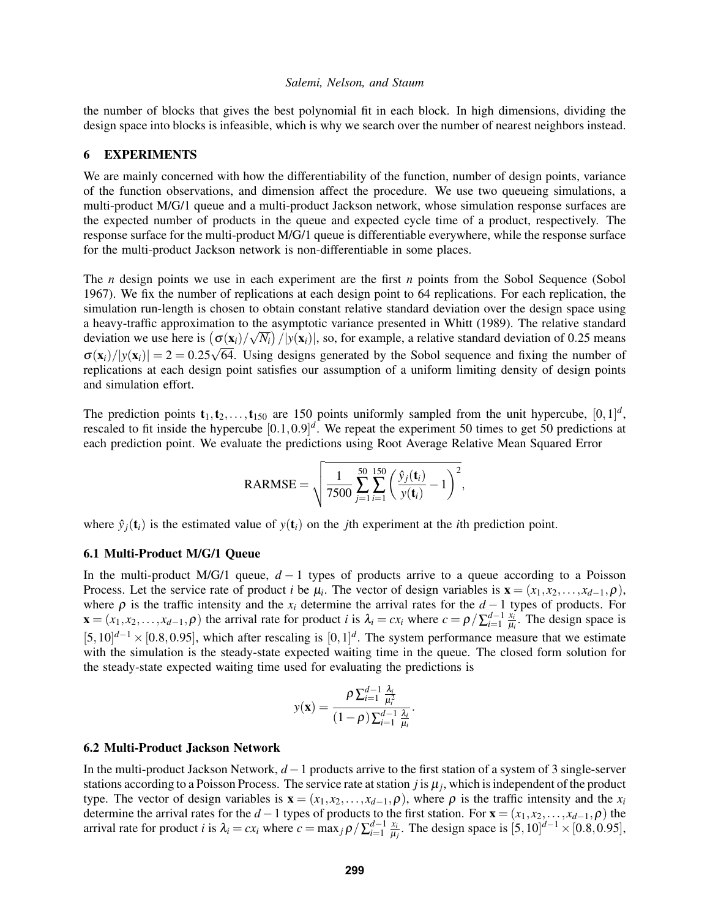the number of blocks that gives the best polynomial fit in each block. In high dimensions, dividing the design space into blocks is infeasible, which is why we search over the number of nearest neighbors instead.

## 6 EXPERIMENTS

We are mainly concerned with how the differentiability of the function, number of design points, variance of the function observations, and dimension affect the procedure. We use two queueing simulations, a multi-product M/G/1 queue and a multi-product Jackson network, whose simulation response surfaces are the expected number of products in the queue and expected cycle time of a product, respectively. The response surface for the multi-product M/G/1 queue is differentiable everywhere, while the response surface for the multi-product Jackson network is non-differentiable in some places.

The $n$ design points we use in each experiment are the first $n$ points from the Sobol Sequence (Sobol 1967). We fix the number of replications at each design point to 64 replications. For each replication, the simulation run-length is chosen to obtain constant relative standard deviation over the design space using a heavy-traffic approximation to the asymptotic variance presented in Whitt (1989). The relative standard deviation we use here is $\left(\sigma(\mathbf{x}_i)/\sqrt{N_i}\right)/|y(\mathbf{x}_i)|$, so, for example, a relative standard deviation of 0.25 means $\sigma(\mathbf{x}_i)/|y(\mathbf{x}_i)| = 2 = 0.25\sqrt{64}$. Using designs generated by the Sobol sequence and fixing the number of replications at each design point satisfies our assumption of a uniform limiting density of design points and simulation effort.

The prediction points $\mathbf{t}_1, \mathbf{t}_2, \ldots, \mathbf{t}_{150}$ are 150 points uniformly sampled from the unit hypercube, $[0,1]^d$, rescaled to fit inside the hypercube $[0.1, 0.9]^d$. We repeat the experiment 50 times to get 50 predictions at each prediction point. We evaluate the predictions using Root Average Relative Mean Squared Error

$$\text{RARMSE} = \sqrt{\frac{1}{7500}\sum_{j=1}^{50}\sum_{i=1}^{150}\left(\frac{\hat{y}_j(\mathbf{t}_i)}{y(\mathbf{t}_i)} - 1\right)^2},$$

where $\hat{y}_j(\mathbf{t}_i)$ is the estimated value of $y(\mathbf{t}_i)$ on the $j$th experiment at the $i$th prediction point.

### 6.1 Multi-Product M/G/1 Queue

In the multi-product M/G/1 queue, $d-1$ types of products arrive to a queue according to a Poisson Process. Let the service rate of product $i$ be $\mu_i$. The vector of design variables is $\mathbf{x} = (x_1, x_2, \ldots, x_{d-1}, \rho)$, where $\rho$ is the traffic intensity and the $x_i$ determine the arrival rates for the $d-1$ types of products. For $\mathbf{x} = (x_1, x_2, \ldots, x_{d-1}, \rho)$ the arrival rate for product $i$ is $\lambda_i = cx_i$ where $c = \rho / \sum_{i=1}^{d-1} \frac{x_i}{\mu_i}$. The design space is $[5,10]^{d-1} \times [0.8, 0.95]$, which after rescaling is $[0,1]^d$. The system performance measure that we estimate with the simulation is the steady-state expected waiting time in the queue. The closed form solution for the steady-state expected waiting time used for evaluating the predictions is

$$y(\mathbf{x}) = \frac{\rho \sum_{i=1}^{d-1} \frac{\lambda_i}{\mu_i^2}}{(1-\rho)\sum_{i=1}^{d-1} \frac{\lambda_i}{\mu_i}}.$$

### 6.2 Multi-Product Jackson Network

In the multi-product Jackson Network, $d-1$ products arrive to the first station of a system of 3 single-server stations according to a Poisson Process. The service rate at station $j$ is $\mu_j$, which is independent of the product type. The vector of design variables is $\mathbf{x} = (x_1, x_2, \ldots, x_{d-1}, \rho)$, where $\rho$ is the traffic intensity and the $x_i$ determine the arrival rates for the $d-1$ types of products to the first station. For $\mathbf{x} = (x_1, x_2, \ldots, x_{d-1}, \rho)$ the arrival rate for product $i$ is $\lambda_i = cx_i$ where $c = \max_j \rho / \sum_{i=1}^{d-1} \frac{x_i}{\mu_j}$. The design space is $[5,10]^{d-1} \times [0.8, 0.95]$,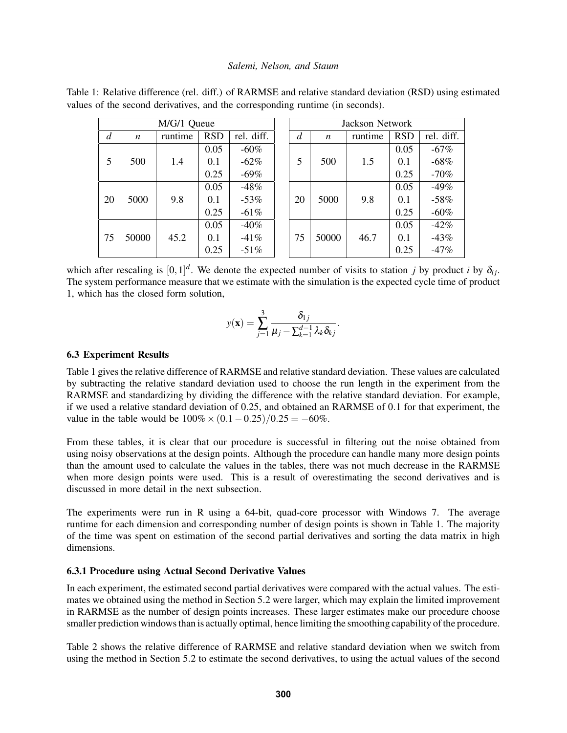Table 1: Relative difference (rel. diff.) of RARMSE and relative standard deviation (RSD) using estimated values of the second derivatives, and the corresponding runtime (in seconds).

| M/G/1 Queue | | | | |
|---|---|---|---|---|
| $d$ | $n$ | runtime | RSD | rel. diff. |
| 5 | 500 | 1.4 | 0.05 | -60% |
| | | | 0.1 | -62% |
| | | | 0.25 | -69% |
| 20 | 5000 | 9.8 | 0.05 | -48% |
| | | | 0.1 | -53% |
| | | | 0.25 | -61% |
| 75 | 50000 | 45.2 | 0.05 | -40% |
| | | | 0.1 | -41% |
| | | | 0.25 | -51% |

| Jackson Network | | | | |
|---|---|---|---|---|
| $d$ | $n$ | runtime | RSD | rel. diff. |
| 5 | 500 | 1.5 | 0.05 | -67% |
| | | | 0.1 | -68% |
| | | | 0.25 | -70% |
| 20 | 5000 | 9.8 | 0.05 | -49% |
| | | | 0.1 | -58% |
| | | | 0.25 | -60% |
| 75 | 50000 | 46.7 | 0.05 | -42% |
| | | | 0.1 | -43% |
| | | | 0.25 | -47% |

which after rescaling is $[0,1]^d$. We denote the expected number of visits to station $j$ by product $i$ by $\delta_{ij}$. The system performance measure that we estimate with the simulation is the expected cycle time of product 1, which has the closed form solution,

$$y(\mathbf{x}) = \sum_{j=1}^{3} \frac{\delta_{1j}}{\mu_j - \sum_{k=1}^{d-1} \lambda_k \delta_{kj}}.$$

### 6.3 Experiment Results

Table 1 gives the relative difference of RARMSE and relative standard deviation. These values are calculated by subtracting the relative standard deviation used to choose the run length in the experiment from the RARMSE and standardizing by dividing the difference with the relative standard deviation. For example, if we used a relative standard deviation of 0.25, and obtained an RARMSE of 0.1 for that experiment, the value in the table would be $100\% \times (0.1 - 0.25)/0.25 = -60\%$.

From these tables, it is clear that our procedure is successful in filtering out the noise obtained from using noisy observations at the design points. Although the procedure can handle many more design points than the amount used to calculate the values in the tables, there was not much decrease in the RARMSE when more design points were used. This is a result of overestimating the second derivatives and is discussed in more detail in the next subsection.

The experiments were run in R using a 64-bit, quad-core processor with Windows 7. The average runtime for each dimension and corresponding number of design points is shown in Table 1. The majority of the time was spent on estimation of the second partial derivatives and sorting the data matrix in high dimensions.

#### 6.3.1 Procedure using Actual Second Derivative Values

In each experiment, the estimated second partial derivatives were compared with the actual values. The estimates we obtained using the method in Section 5.2 were larger, which may explain the limited improvement in RARMSE as the number of design points increases. These larger estimates make our procedure choose smaller prediction windows than is actually optimal, hence limiting the smoothing capability of the procedure.

Table 2 shows the relative difference of RARMSE and relative standard deviation when we switch from using the method in Section 5.2 to estimate the second derivatives, to using the actual values of the second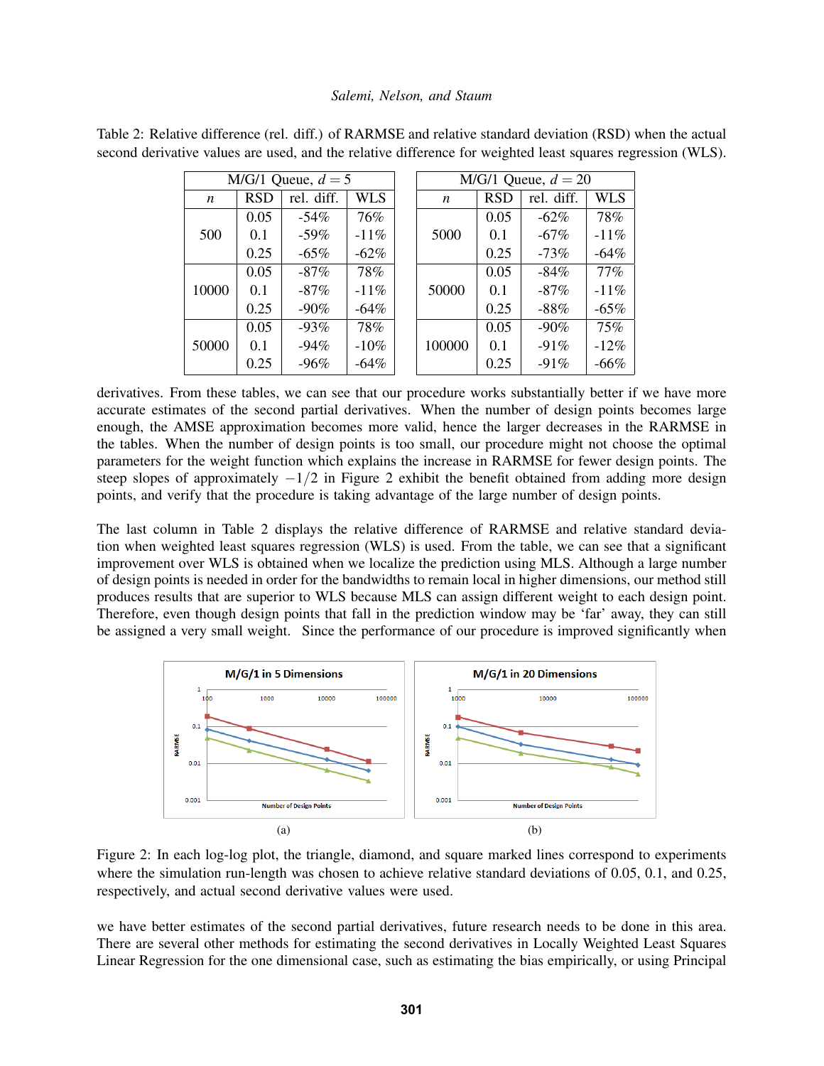Table 2: Relative difference (rel. diff.) of RARMSE and relative standard deviation (RSD) when the actual second derivative values are used, and the relative difference for weighted least squares regression (WLS).

| M/G/1 Queue, $d = 5$ | | | |
|---|---|---|---|
| $n$ | RSD | rel. diff. | WLS |
| 500 | 0.05 | -54% | 76% |
| | 0.1 | -59% | -11% |
| | 0.25 | -65% | -62% |
| 10000 | 0.05 | -87% | 78% |
| | 0.1 | -87% | -11% |
| | 0.25 | -90% | -64% |
| 50000 | 0.05 | -93% | 78% |
| | 0.1 | -94% | -10% |
| | 0.25 | -96% | -64% |

| M/G/1 Queue, $d = 20$ | | | |
|---|---|---|---|
| $n$ | RSD | rel. diff. | WLS |
| 5000 | 0.05 | -62% | 78% |
| | 0.1 | -67% | -11% |
| | 0.25 | -73% | -64% |
| 50000 | 0.05 | -84% | 77% |
| | 0.1 | -87% | -11% |
| | 0.25 | -88% | -65% |
| 100000 | 0.05 | -90% | 75% |
| | 0.1 | -91% | -12% |
| | 0.25 | -91% | -66% |

derivatives. From these tables, we can see that our procedure works substantially better if we have more accurate estimates of the second partial derivatives. When the number of design points becomes large enough, the AMSE approximation becomes more valid, hence the larger decreases in the RARMSE in the tables. When the number of design points is too small, our procedure might not choose the optimal parameters for the weight function which explains the increase in RARMSE for fewer design points. The steep slopes of approximately $-1/2$ in Figure 2 exhibit the benefit obtained from adding more design points, and verify that the procedure is taking advantage of the large number of design points.

The last column in Table 2 displays the relative difference of RARMSE and relative standard deviation when weighted least squares regression (WLS) is used. From the table, we can see that a significant improvement over WLS is obtained when we localize the prediction using MLS. Although a large number of design points is needed in order for the bandwidths to remain local in higher dimensions, our method still produces results that are superior to WLS because MLS can assign different weight to each design point. Therefore, even though design points that fall in the prediction window may be 'far' away, they can still be assigned a very small weight. Since the performance of our procedure is improved significantly when

Figure 2: In each log-log plot, the triangle, diamond, and square marked lines correspond to experiments where the simulation run-length was chosen to achieve relative standard deviations of 0.05, 0.1, and 0.25, respectively, and actual second derivative values were used.

we have better estimates of the second partial derivatives, future research needs to be done in this area. There are several other methods for estimating the second derivatives in Locally Weighted Least Squares Linear Regression for the one dimensional case, such as estimating the bias empirically, or using Principal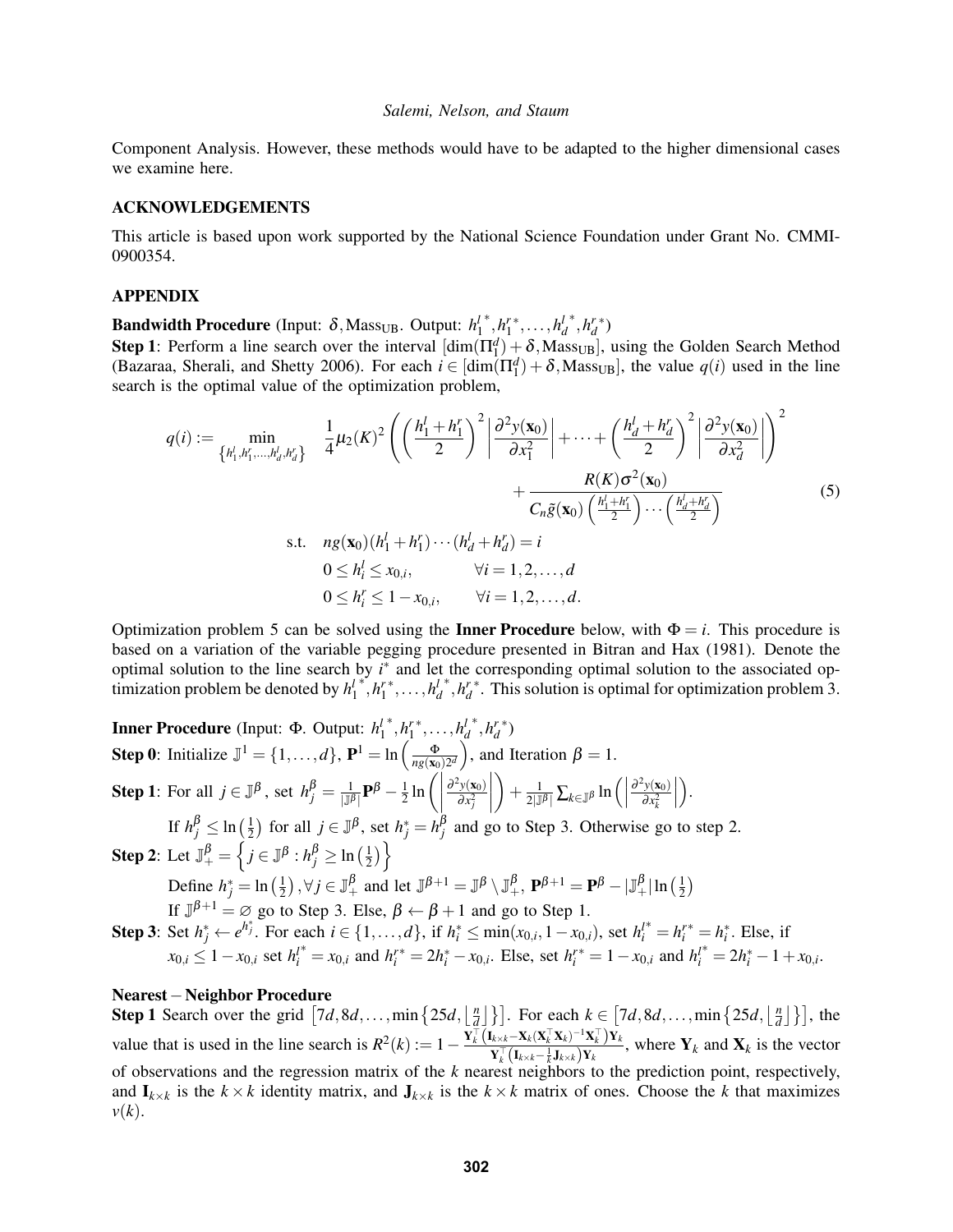Component Analysis. However, these methods would have to be adapted to the higher dimensional cases we examine here.

## ACKNOWLEDGEMENTS

This article is based upon work supported by the National Science Foundation under Grant No. CMMI-0900354.

## APPENDIX

**Bandwidth Procedure** (Input: $\delta, \text{Mass}_{\text{UB}}$. Output: ${h_1^l}^*, {h_1^r}^*, \ldots, {h_d^l}^*, {h_d^r}^*$)

**Step 1**: Perform a line search over the interval $[\dim(\Pi_1^d) + \delta, \text{Mass}_{\text{UB}}]$, using the Golden Search Method (Bazaraa, Sherali, and Shetty 2006). For each $i \in [\dim(\Pi_1^d) + \delta, \text{Mass}_{\text{UB}}]$, the value $q(i)$ used in the line search is the optimal value of the optimization problem,

$$
\begin{aligned}
q(i) := \min_{\{h_1^l, h_1^r, \ldots, h_d^l, h_d^r\}} \quad & \frac{1}{4}\mu_2(K)^2 \left( \left(\frac{h_1^l + h_1^r}{2}\right)^2 \left|\frac{\partial^2 y(\mathbf{x}_0)}{\partial x_1^2}\right| + \cdots + \left(\frac{h_d^l + h_d^r}{2}\right)^2 \left|\frac{\partial^2 y(\mathbf{x}_0)}{\partial x_d^2}\right| \right)^2 \\
& + \frac{R(K)\sigma^2(\mathbf{x}_0)}{C_n \tilde{g}(\mathbf{x}_0) \left(\frac{h_1^l + h_1^r}{2}\right) \cdots \left(\frac{h_d^l + h_d^r}{2}\right)} \qquad (5) \\
\text{s.t.} \quad & n g(\mathbf{x}_0)(h_1^l + h_1^r) \cdots (h_d^l + h_d^r) = i \\
& 0 \le h_i^l \le x_{0,i}, \qquad \forall i = 1, 2, \ldots, d \\
& 0 \le h_i^r \le 1 - x_{0,i}, \qquad \forall i = 1, 2, \ldots, d.
\end{aligned}
$$

Optimization problem 5 can be solved using the **Inner Procedure** below, with $\Phi = i$. This procedure is based on a variation of the variable pegging procedure presented in Bitran and Hax (1981). Denote the optimal solution to the line search by $i^*$ and let the corresponding optimal solution to the associated optimization problem be denoted by ${h_1^l}^*, {h_1^r}^*, \ldots, {h_d^l}^*, {h_d^r}^*$. This solution is optimal for optimization problem 3.

**Inner Procedure** (Input: $\Phi$. Output: ${h_1^l}^*, {h_1^r}^*, \ldots, {h_d^l}^*, {h_d^r}^*$)

**Step 0**: Initialize $\mathbb{J}^1 = \{1, \ldots, d\}$, $\mathbf{P}^1 = \ln\left(\frac{\Phi}{n g(\mathbf{x}_0) 2^d}\right)$, and Iteration $\beta = 1$.

**Step 1**: For all $j \in \mathbb{J}^\beta$, set $h_j^\beta = \frac{1}{|\mathbb{J}^\beta|}\mathbf{P}^\beta - \frac{1}{2}\ln\left(\left|\frac{\partial^2 y(\mathbf{x}_0)}{\partial x_j^2}\right|\right) + \frac{1}{2|\mathbb{J}^\beta|}\sum_{k \in \mathbb{J}^\beta} \ln\left(\left|\frac{\partial^2 y(\mathbf{x}_0)}{\partial x_k^2}\right|\right)$.

If $h_j^\beta \le \ln\left(\frac{1}{2}\right)$ for all $j \in \mathbb{J}^\beta$, set $h_j^* = h_j^\beta$ and go to Step 3. Otherwise go to step 2.

**Step 2**: Let $\mathbb{J}_+^\beta = \left\{ j \in \mathbb{J}^\beta : h_j^\beta \ge \ln\left(\frac{1}{2}\right) \right\}$

Define $h_j^* = \ln\left(\frac{1}{2}\right), \forall j \in \mathbb{J}_+^\beta$ and let $\mathbb{J}^{\beta+1} = \mathbb{J}^\beta \setminus \mathbb{J}_+^\beta$, $\mathbf{P}^{\beta+1} = \mathbf{P}^\beta - |\mathbb{J}_+^\beta| \ln\left(\frac{1}{2}\right)$

If $\mathbb{J}^{\beta+1} = \varnothing$ go to Step 3. Else, $\beta \leftarrow \beta + 1$ and go to Step 1.

**Step 3**: Set $h_j^* \leftarrow e^{h_j^*}$. For each $i \in \{1, \ldots, d\}$, if $h_i^* \le \min(x_{0,i}, 1 - x_{0,i})$, set $h_i^{l*} = h_i^{r*} = h_i^*$. Else, if $x_{0,i} \le 1 - x_{0,i}$ set $h_i^{l*} = x_{0,i}$ and $h_i^{r*} = 2h_i^* - x_{0,i}$. Else, set $h_i^{r*} = 1 - x_{0,i}$ and $h_i^{l*} = 2h_i^* - 1 + x_{0,i}$.

**Nearest – Neighbor Procedure**

**Step 1** Search over the grid $\left[7d, 8d, \ldots, \min\left\{25d, \left\lfloor \frac{n}{d} \right\rfloor\right\}\right]$. For each $k \in \left[7d, 8d, \ldots, \min\left\{25d, \left\lfloor \frac{n}{d} \right\rfloor\right\}\right]$, the value that is used in the line search is $R^2(k) := 1 - \frac{\mathbf{Y}_k^\top \left(\mathbf{I}_{k\times k} - \mathbf{X}_k(\mathbf{X}_k^\top \mathbf{X}_k)^{-1}\mathbf{X}_k^\top\right)\mathbf{Y}_k}{\mathbf{Y}_k^\top \left(\mathbf{I}_{k\times k} - \frac{1}{k}\mathbf{J}_{k\times k}\right)\mathbf{Y}_k}$, where $\mathbf{Y}_k$ and $\mathbf{X}_k$ is the vector of observations and the regression matrix of the $k$ nearest neighbors to the prediction point, respectively, and $\mathbf{I}_{k\times k}$ is the $k \times k$ identity matrix, and $\mathbf{J}_{k\times k}$ is the $k \times k$ matrix of ones. Choose the $k$ that maximizes $v(k)$.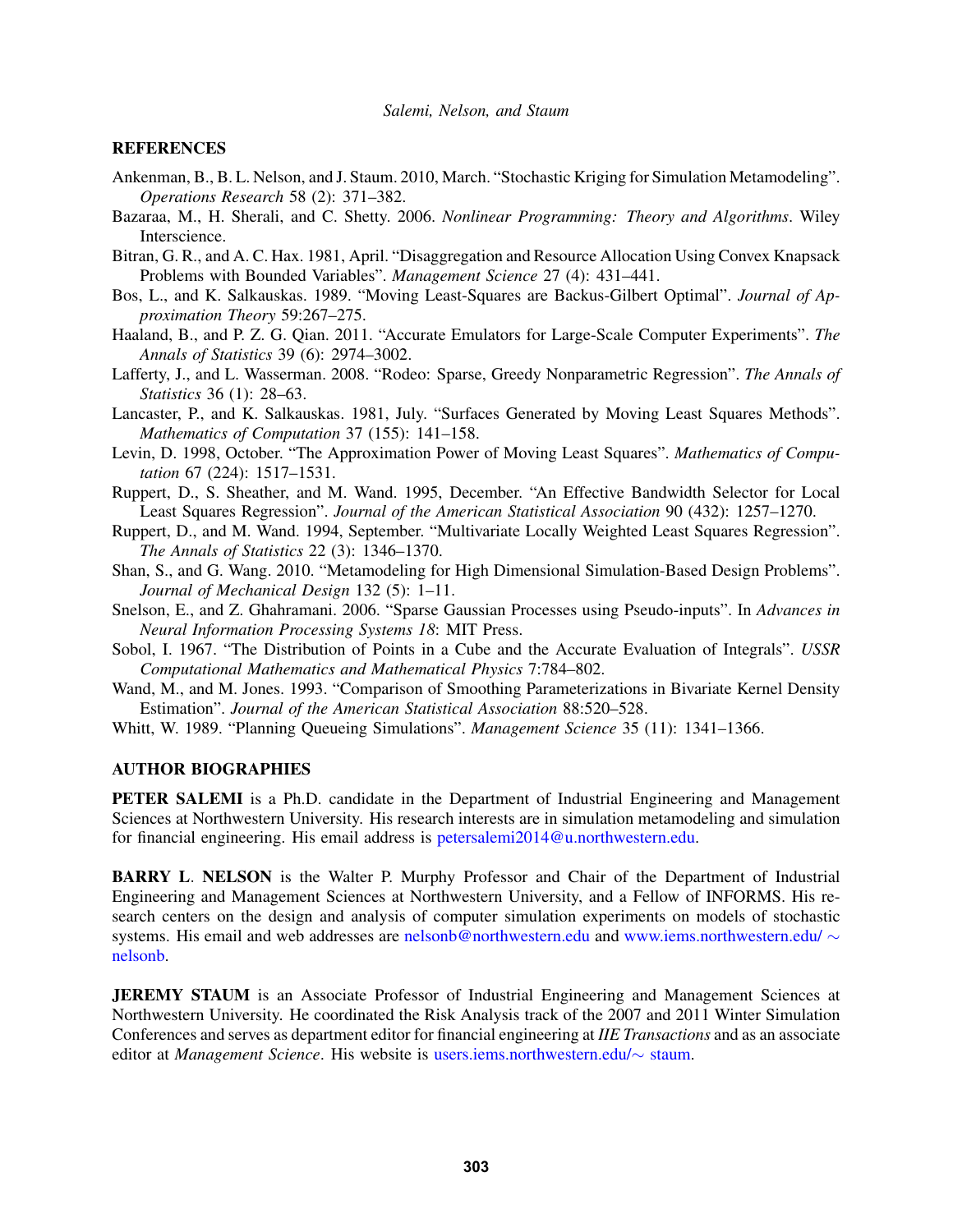## REFERENCES

Ankenman, B., B. L. Nelson, and J. Staum. 2010, March. "Stochastic Kriging for Simulation Metamodeling". *Operations Research* 58 (2): 371–382.

Bazaraa, M., H. Sherali, and C. Shetty. 2006. *Nonlinear Programming: Theory and Algorithms*. Wiley Interscience.

Bitran, G. R., and A. C. Hax. 1981, April. "Disaggregation and Resource Allocation Using Convex Knapsack Problems with Bounded Variables". *Management Science* 27 (4): 431–441.

Bos, L., and K. Salkauskas. 1989. "Moving Least-Squares are Backus-Gilbert Optimal". *Journal of Approximation Theory* 59:267–275.

Haaland, B., and P. Z. G. Qian. 2011. "Accurate Emulators for Large-Scale Computer Experiments". *The Annals of Statistics* 39 (6): 2974–3002.

Lafferty, J., and L. Wasserman. 2008. "Rodeo: Sparse, Greedy Nonparametric Regression". *The Annals of Statistics* 36 (1): 28–63.

Lancaster, P., and K. Salkauskas. 1981, July. "Surfaces Generated by Moving Least Squares Methods". *Mathematics of Computation* 37 (155): 141–158.

Levin, D. 1998, October. "The Approximation Power of Moving Least Squares". *Mathematics of Computation* 67 (224): 1517–1531.

Ruppert, D., S. Sheather, and M. Wand. 1995, December. "An Effective Bandwidth Selector for Local Least Squares Regression". *Journal of the American Statistical Association* 90 (432): 1257–1270.

Ruppert, D., and M. Wand. 1994, September. "Multivariate Locally Weighted Least Squares Regression". *The Annals of Statistics* 22 (3): 1346–1370.

Shan, S., and G. Wang. 2010. "Metamodeling for High Dimensional Simulation-Based Design Problems". *Journal of Mechanical Design* 132 (5): 1–11.

Snelson, E., and Z. Ghahramani. 2006. "Sparse Gaussian Processes using Pseudo-inputs". In *Advances in Neural Information Processing Systems 18*: MIT Press.

Sobol, I. 1967. "The Distribution of Points in a Cube and the Accurate Evaluation of Integrals". *USSR Computational Mathematics and Mathematical Physics* 7:784–802.

Wand, M., and M. Jones. 1993. "Comparison of Smoothing Parameterizations in Bivariate Kernel Density Estimation". *Journal of the American Statistical Association* 88:520–528.

Whitt, W. 1989. "Planning Queueing Simulations". *Management Science* 35 (11): 1341–1366.

## AUTHOR BIOGRAPHIES

**PETER SALEMI** is a Ph.D. candidate in the Department of Industrial Engineering and Management Sciences at Northwestern University. His research interests are in simulation metamodeling and simulation for financial engineering. His email address is petersalemi2014@u.northwestern.edu.

**BARRY L. NELSON** is the Walter P. Murphy Professor and Chair of the Department of Industrial Engineering and Management Sciences at Northwestern University, and a Fellow of INFORMS. His research centers on the design and analysis of computer simulation experiments on models of stochastic systems. His email and web addresses are nelsonb@northwestern.edu and www.iems.northwestern.edu/ ∼ nelsonb.

**JEREMY STAUM** is an Associate Professor of Industrial Engineering and Management Sciences at Northwestern University. He coordinated the Risk Analysis track of the 2007 and 2011 Winter Simulation Conferences and serves as department editor for financial engineering at *IIE Transactions* and as an associate editor at *Management Science*. His website is users.iems.northwestern.edu/∼ staum.